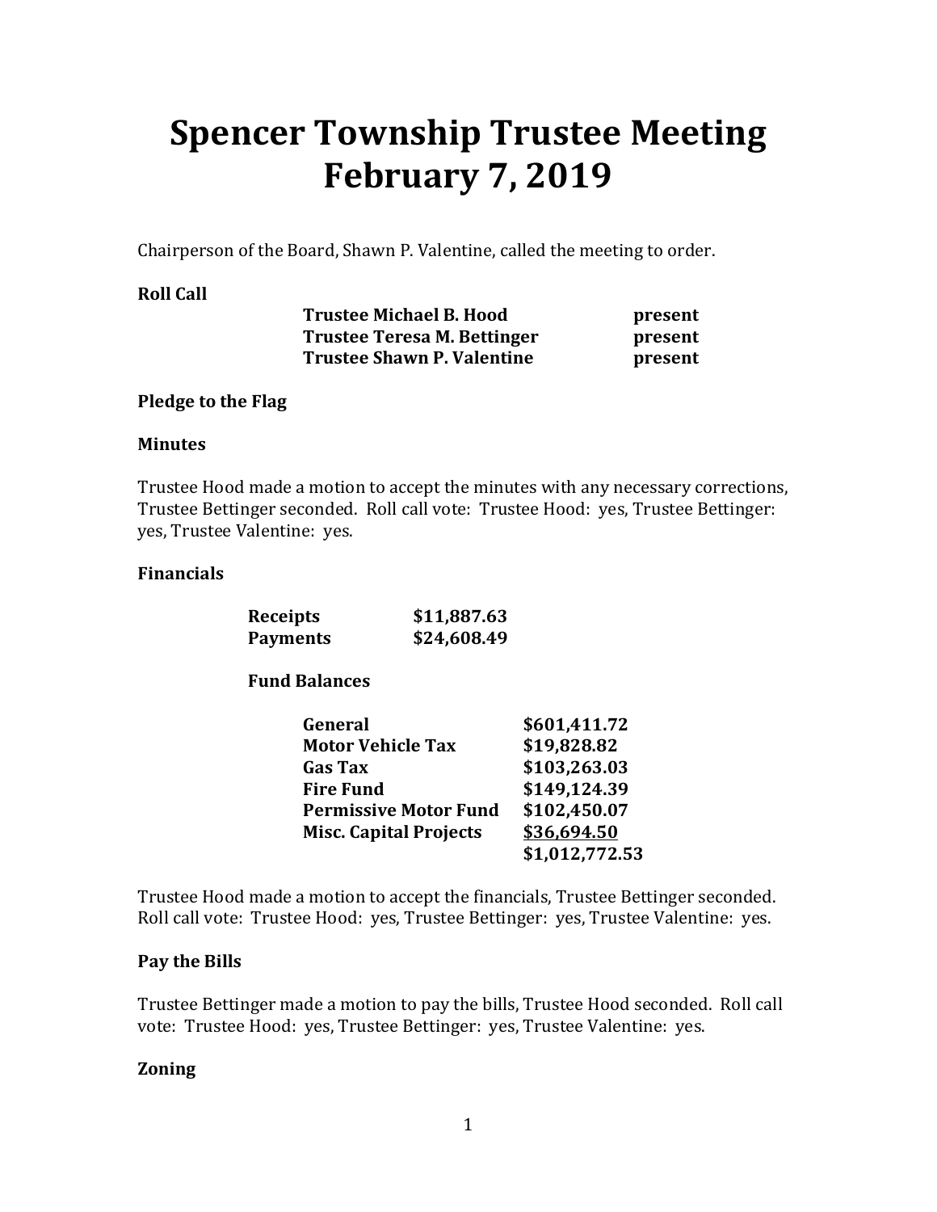# Spencer Township Trustee Meeting February 7, 2019

Chairperson of the Board, Shawn P. Valentine, called the meeting to order.

**Roll Call**

| | |
|---|---|
| **Trustee Michael B. Hood** | **present** |
| **Trustee Teresa M. Bettinger** | **present** |
| **Trustee Shawn P. Valentine** | **present** |

**Pledge to the Flag**

**Minutes**

Trustee Hood made a motion to accept the minutes with any necessary corrections, Trustee Bettinger seconded. Roll call vote: Trustee Hood: yes, Trustee Bettinger: yes, Trustee Valentine: yes.

**Financials**

| | |
|---|---|
| **Receipts** | **$11,887.63** |
| **Payments** | **$24,608.49** |

**Fund Balances**

| | |
|---|---|
| **General** | **$601,411.72** |
| **Motor Vehicle Tax** | **$19,828.82** |
| **Gas Tax** | **$103,263.03** |
| **Fire Fund** | **$149,124.39** |
| **Permissive Motor Fund** | **$102,450.07** |
| **Misc. Capital Projects** | **$36,694.50** |
| | **$1,012,772.53** |

Trustee Hood made a motion to accept the financials, Trustee Bettinger seconded. Roll call vote: Trustee Hood: yes, Trustee Bettinger: yes, Trustee Valentine: yes.

**Pay the Bills**

Trustee Bettinger made a motion to pay the bills, Trustee Hood seconded. Roll call vote: Trustee Hood: yes, Trustee Bettinger: yes, Trustee Valentine: yes.

**Zoning**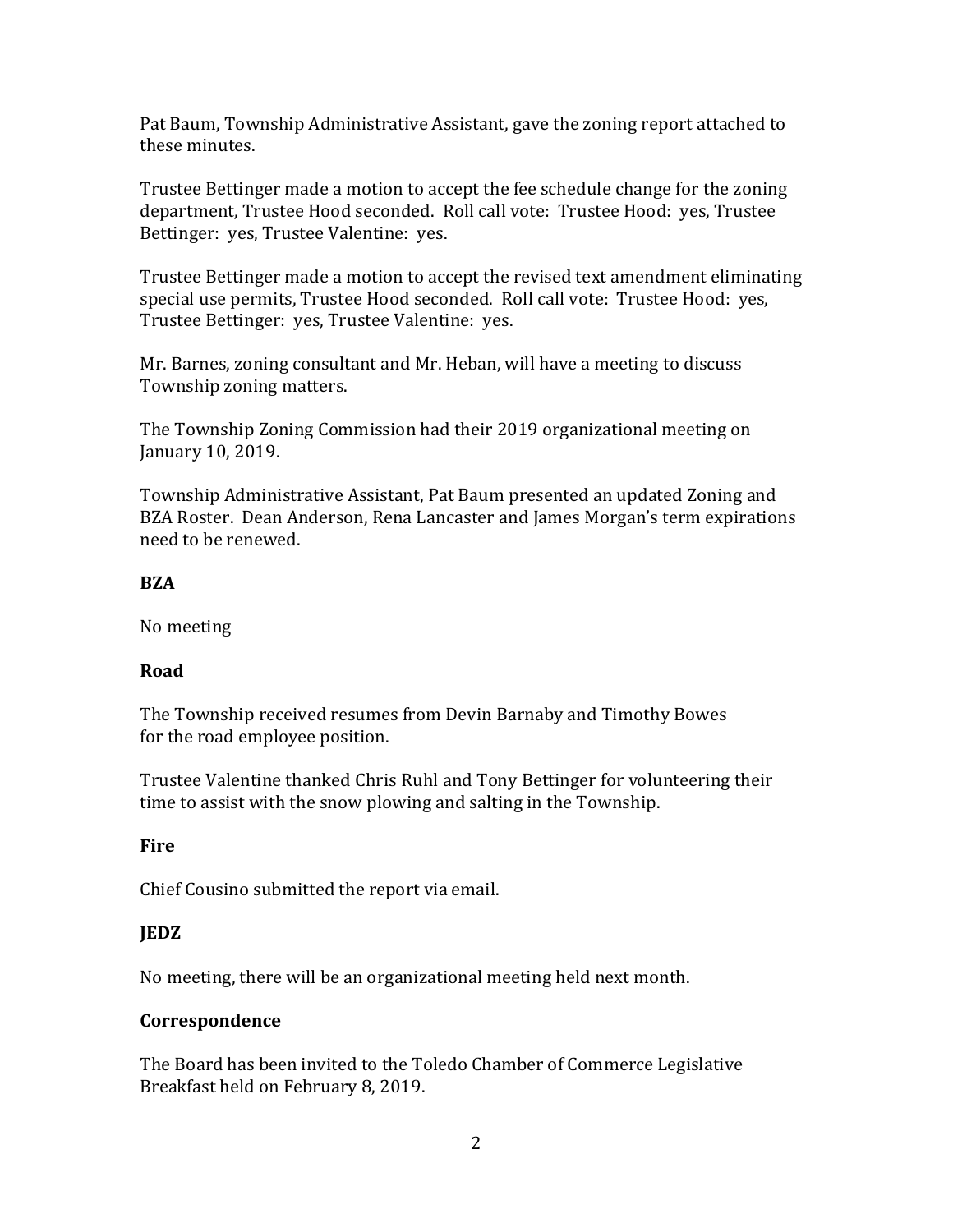Pat Baum, Township Administrative Assistant, gave the zoning report attached to these minutes.

Trustee Bettinger made a motion to accept the fee schedule change for the zoning department, Trustee Hood seconded. Roll call vote: Trustee Hood: yes, Trustee Bettinger: yes, Trustee Valentine: yes.

Trustee Bettinger made a motion to accept the revised text amendment eliminating special use permits, Trustee Hood seconded. Roll call vote: Trustee Hood: yes, Trustee Bettinger: yes, Trustee Valentine: yes.

Mr. Barnes, zoning consultant and Mr. Heban, will have a meeting to discuss Township zoning matters.

The Township Zoning Commission had their 2019 organizational meeting on January 10, 2019.

Township Administrative Assistant, Pat Baum presented an updated Zoning and BZA Roster. Dean Anderson, Rena Lancaster and James Morgan's term expirations need to be renewed.

**BZA**

No meeting

**Road**

The Township received resumes from Devin Barnaby and Timothy Bowes for the road employee position.

Trustee Valentine thanked Chris Ruhl and Tony Bettinger for volunteering their time to assist with the snow plowing and salting in the Township.

**Fire**

Chief Cousino submitted the report via email.

**JEDZ**

No meeting, there will be an organizational meeting held next month.

**Correspondence**

The Board has been invited to the Toledo Chamber of Commerce Legislative Breakfast held on February 8, 2019.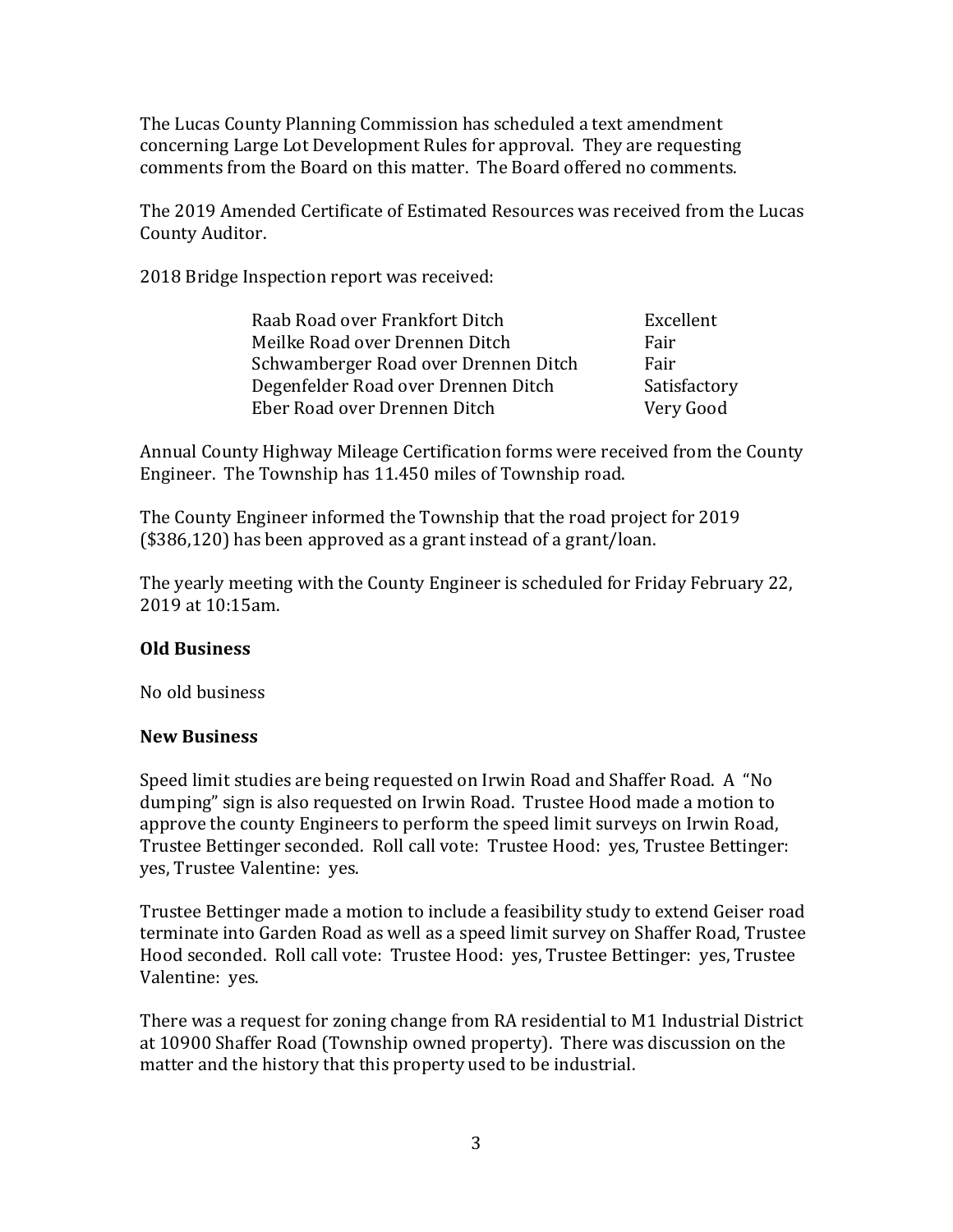The Lucas County Planning Commission has scheduled a text amendment concerning Large Lot Development Rules for approval. They are requesting comments from the Board on this matter. The Board offered no comments.

The 2019 Amended Certificate of Estimated Resources was received from the Lucas County Auditor.

2018 Bridge Inspection report was received:

| | |
|---|---|
| Raab Road over Frankfort Ditch | Excellent |
| Meilke Road over Drennen Ditch | Fair |
| Schwamberger Road over Drennen Ditch | Fair |
| Degenfelder Road over Drennen Ditch | Satisfactory |
| Eber Road over Drennen Ditch | Very Good |

Annual County Highway Mileage Certification forms were received from the County Engineer. The Township has 11.450 miles of Township road.

The County Engineer informed the Township that the road project for 2019 ($386,120) has been approved as a grant instead of a grant/loan.

The yearly meeting with the County Engineer is scheduled for Friday February 22, 2019 at 10:15am.

**Old Business**

No old business

**New Business**

Speed limit studies are being requested on Irwin Road and Shaffer Road. A "No dumping" sign is also requested on Irwin Road. Trustee Hood made a motion to approve the county Engineers to perform the speed limit surveys on Irwin Road, Trustee Bettinger seconded. Roll call vote: Trustee Hood: yes, Trustee Bettinger: yes, Trustee Valentine: yes.

Trustee Bettinger made a motion to include a feasibility study to extend Geiser road terminate into Garden Road as well as a speed limit survey on Shaffer Road, Trustee Hood seconded. Roll call vote: Trustee Hood: yes, Trustee Bettinger: yes, Trustee Valentine: yes.

There was a request for zoning change from RA residential to M1 Industrial District at 10900 Shaffer Road (Township owned property). There was discussion on the matter and the history that this property used to be industrial.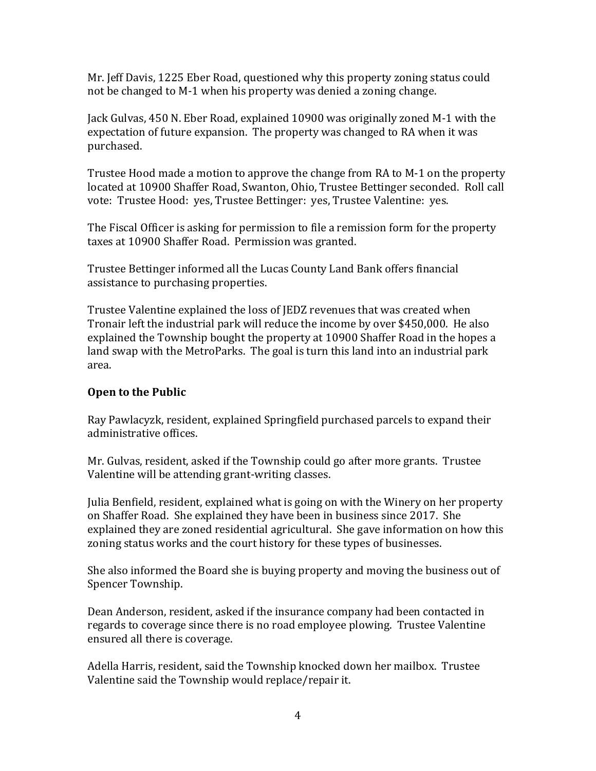Mr. Jeff Davis, 1225 Eber Road, questioned why this property zoning status could not be changed to M-1 when his property was denied a zoning change.

Jack Gulvas, 450 N. Eber Road, explained 10900 was originally zoned M-1 with the expectation of future expansion. The property was changed to RA when it was purchased.

Trustee Hood made a motion to approve the change from RA to M-1 on the property located at 10900 Shaffer Road, Swanton, Ohio, Trustee Bettinger seconded. Roll call vote: Trustee Hood: yes, Trustee Bettinger: yes, Trustee Valentine: yes.

The Fiscal Officer is asking for permission to file a remission form for the property taxes at 10900 Shaffer Road. Permission was granted.

Trustee Bettinger informed all the Lucas County Land Bank offers financial assistance to purchasing properties.

Trustee Valentine explained the loss of JEDZ revenues that was created when Tronair left the industrial park will reduce the income by over $450,000. He also explained the Township bought the property at 10900 Shaffer Road in the hopes a land swap with the MetroParks. The goal is turn this land into an industrial park area.

**Open to the Public**

Ray Pawlacyzk, resident, explained Springfield purchased parcels to expand their administrative offices.

Mr. Gulvas, resident, asked if the Township could go after more grants. Trustee Valentine will be attending grant-writing classes.

Julia Benfield, resident, explained what is going on with the Winery on her property on Shaffer Road. She explained they have been in business since 2017. She explained they are zoned residential agricultural. She gave information on how this zoning status works and the court history for these types of businesses.

She also informed the Board she is buying property and moving the business out of Spencer Township.

Dean Anderson, resident, asked if the insurance company had been contacted in regards to coverage since there is no road employee plowing. Trustee Valentine ensured all there is coverage.

Adella Harris, resident, said the Township knocked down her mailbox. Trustee Valentine said the Township would replace/repair it.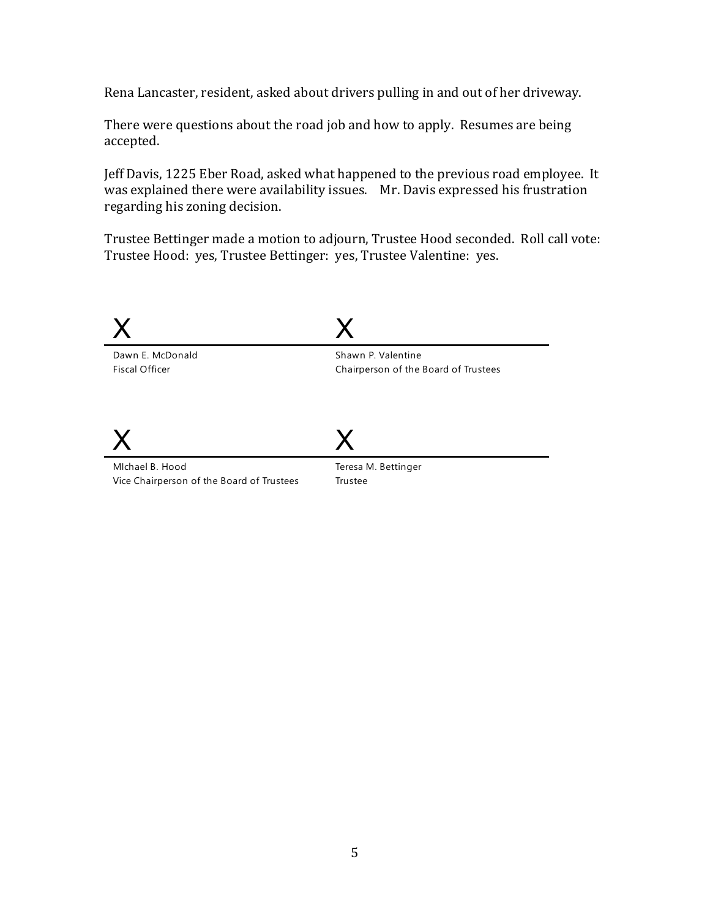Rena Lancaster, resident, asked about drivers pulling in and out of her driveway.

There were questions about the road job and how to apply. Resumes are being accepted.

Jeff Davis, 1225 Eber Road, asked what happened to the previous road employee. It was explained there were availability issues. Mr. Davis expressed his frustration regarding his zoning decision.

Trustee Bettinger made a motion to adjourn, Trustee Hood seconded. Roll call vote: Trustee Hood: yes, Trustee Bettinger: yes, Trustee Valentine: yes.

X
Dawn E. McDonald
Fiscal Officer

X
Shawn P. Valentine
Chairperson of the Board of Trustees

X
MIchael B. Hood
Vice Chairperson of the Board of Trustees

X
Teresa M. Bettinger
Trustee